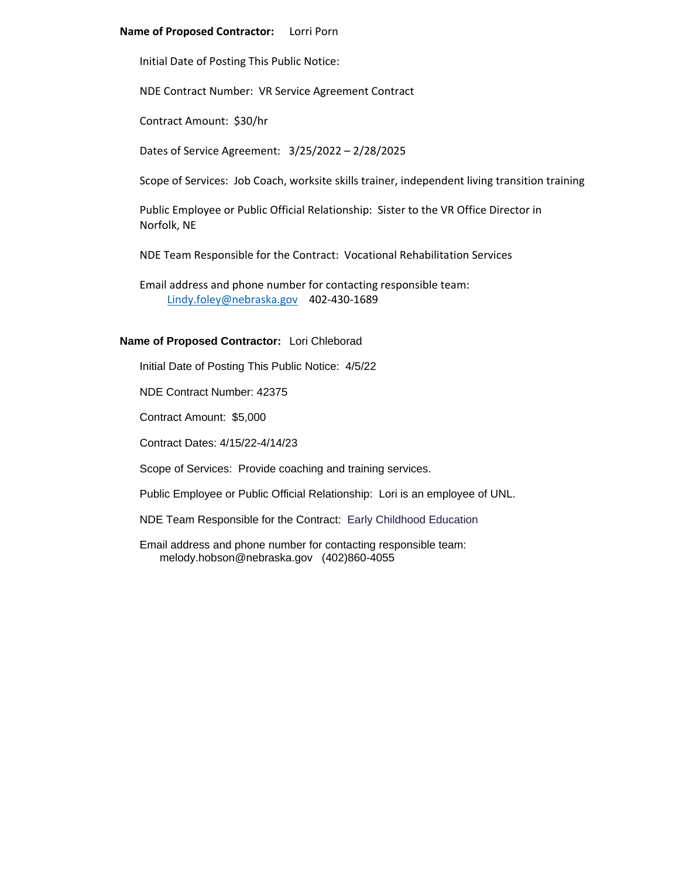**Name of Proposed Contractor:** Lorri Porn

Initial Date of Posting This Public Notice:

NDE Contract Number: VR Service Agreement Contract

Contract Amount: $30/hr

Dates of Service Agreement: 3/25/2022 – 2/28/2025

Scope of Services: Job Coach, worksite skills trainer, independent living transition training

Public Employee or Public Official Relationship: Sister to the VR Office Director in Norfolk, NE

NDE Team Responsible for the Contract: Vocational Rehabilitation Services

Email address and phone number for contacting responsible team:
Lindy.foley@nebraska.gov 402-430-1689

**Name of Proposed Contractor:** Lori Chleborad

Initial Date of Posting This Public Notice: 4/5/22

NDE Contract Number: 42375

Contract Amount: $5,000

Contract Dates: 4/15/22-4/14/23

Scope of Services: Provide coaching and training services.

Public Employee or Public Official Relationship: Lori is an employee of UNL.

NDE Team Responsible for the Contract: Early Childhood Education

Email address and phone number for contacting responsible team:
melody.hobson@nebraska.gov (402)860-4055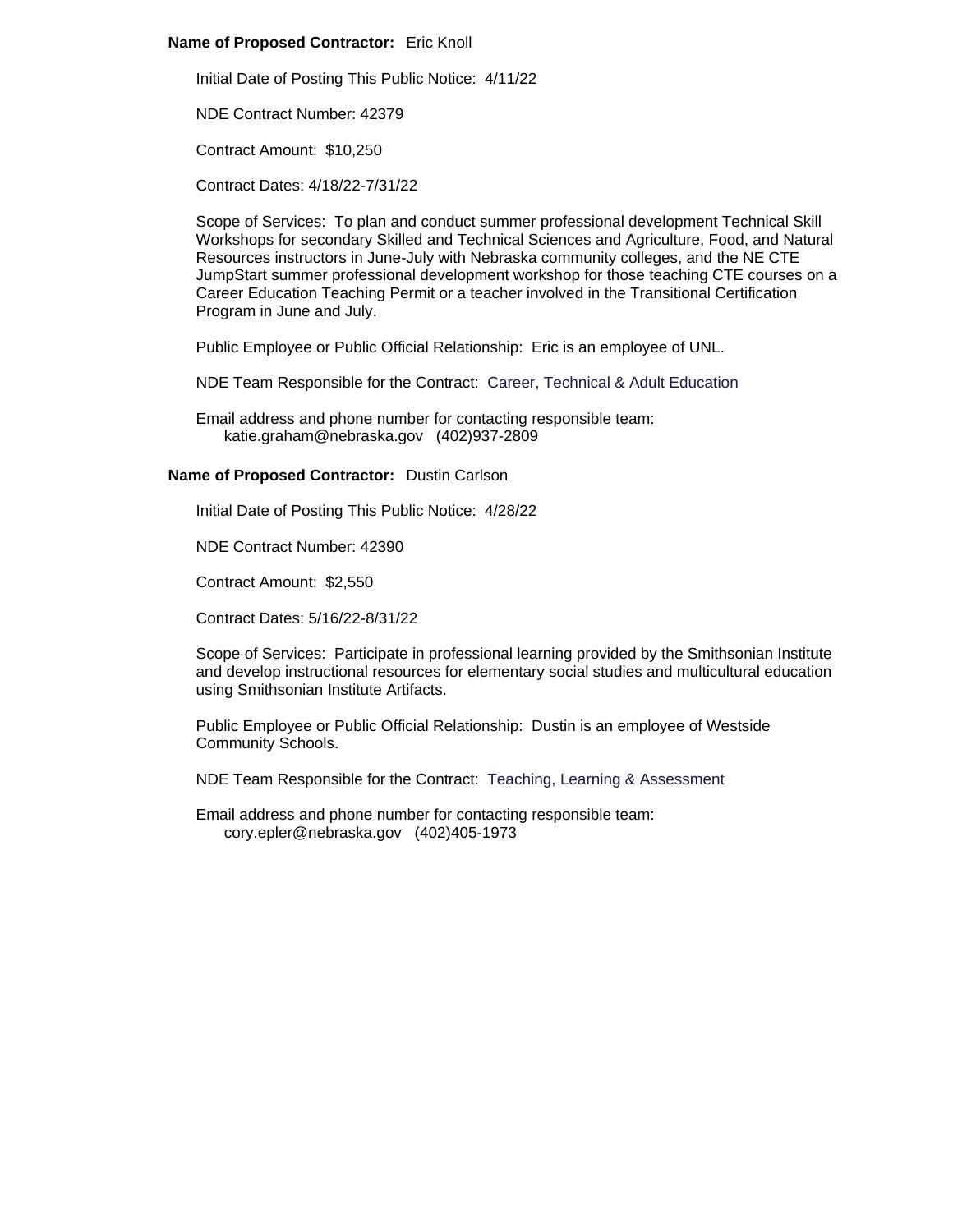**Name of Proposed Contractor:** Eric Knoll

Initial Date of Posting This Public Notice: 4/11/22

NDE Contract Number: 42379

Contract Amount: $10,250

Contract Dates: 4/18/22-7/31/22

Scope of Services: To plan and conduct summer professional development Technical Skill Workshops for secondary Skilled and Technical Sciences and Agriculture, Food, and Natural Resources instructors in June-July with Nebraska community colleges, and the NE CTE JumpStart summer professional development workshop for those teaching CTE courses on a Career Education Teaching Permit or a teacher involved in the Transitional Certification Program in June and July.

Public Employee or Public Official Relationship: Eric is an employee of UNL.

NDE Team Responsible for the Contract: Career, Technical & Adult Education

Email address and phone number for contacting responsible team:
katie.graham@nebraska.gov (402)937-2809

**Name of Proposed Contractor:** Dustin Carlson

Initial Date of Posting This Public Notice: 4/28/22

NDE Contract Number: 42390

Contract Amount: $2,550

Contract Dates: 5/16/22-8/31/22

Scope of Services: Participate in professional learning provided by the Smithsonian Institute and develop instructional resources for elementary social studies and multicultural education using Smithsonian Institute Artifacts.

Public Employee or Public Official Relationship: Dustin is an employee of Westside Community Schools.

NDE Team Responsible for the Contract: Teaching, Learning & Assessment

Email address and phone number for contacting responsible team:
cory.epler@nebraska.gov (402)405-1973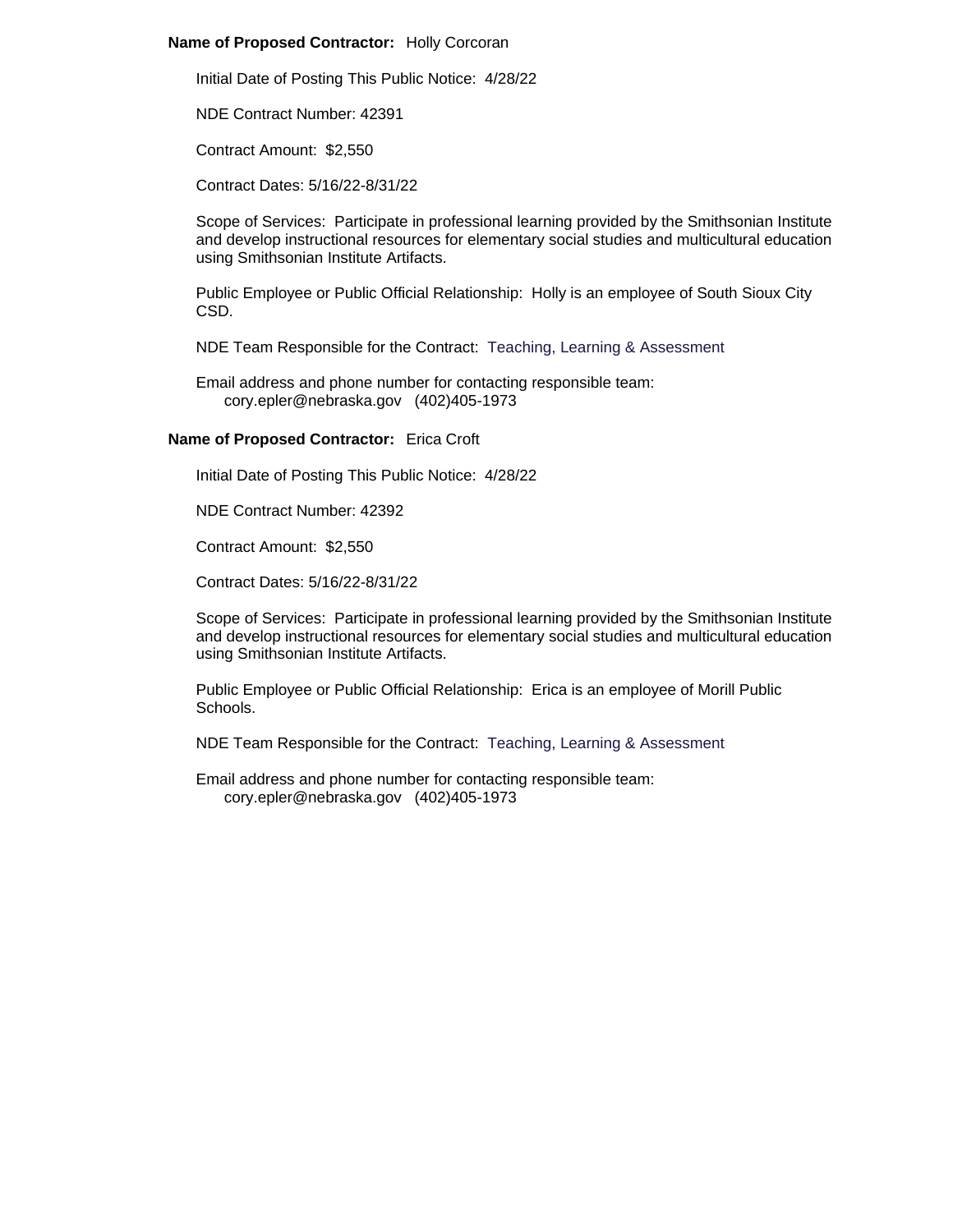**Name of Proposed Contractor:** Holly Corcoran

Initial Date of Posting This Public Notice: 4/28/22

NDE Contract Number: 42391

Contract Amount: $2,550

Contract Dates: 5/16/22-8/31/22

Scope of Services: Participate in professional learning provided by the Smithsonian Institute and develop instructional resources for elementary social studies and multicultural education using Smithsonian Institute Artifacts.

Public Employee or Public Official Relationship: Holly is an employee of South Sioux City CSD.

NDE Team Responsible for the Contract: Teaching, Learning & Assessment

Email address and phone number for contacting responsible team:
cory.epler@nebraska.gov (402)405-1973

**Name of Proposed Contractor:** Erica Croft

Initial Date of Posting This Public Notice: 4/28/22

NDE Contract Number: 42392

Contract Amount: $2,550

Contract Dates: 5/16/22-8/31/22

Scope of Services: Participate in professional learning provided by the Smithsonian Institute and develop instructional resources for elementary social studies and multicultural education using Smithsonian Institute Artifacts.

Public Employee or Public Official Relationship: Erica is an employee of Morill Public Schools.

NDE Team Responsible for the Contract: Teaching, Learning & Assessment

Email address and phone number for contacting responsible team:
cory.epler@nebraska.gov (402)405-1973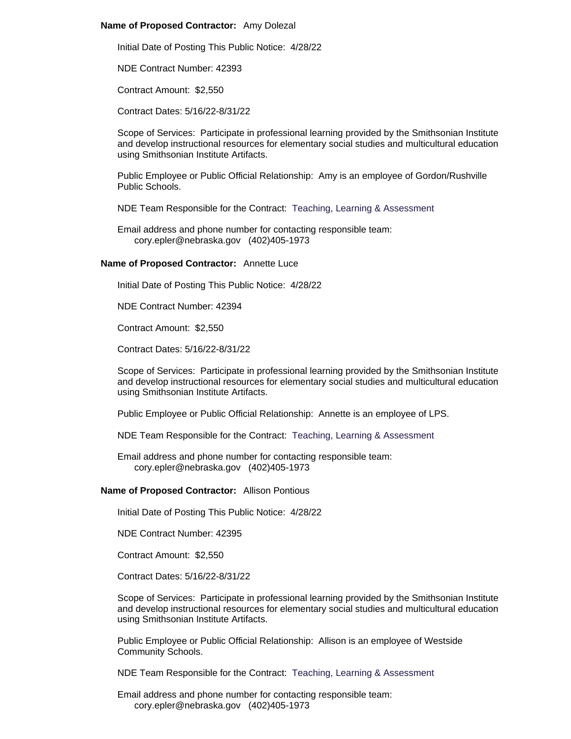**Name of Proposed Contractor:** Amy Dolezal

Initial Date of Posting This Public Notice: 4/28/22

NDE Contract Number: 42393

Contract Amount: $2,550

Contract Dates: 5/16/22-8/31/22

Scope of Services: Participate in professional learning provided by the Smithsonian Institute and develop instructional resources for elementary social studies and multicultural education using Smithsonian Institute Artifacts.

Public Employee or Public Official Relationship: Amy is an employee of Gordon/Rushville Public Schools.

NDE Team Responsible for the Contract: Teaching, Learning & Assessment

Email address and phone number for contacting responsible team:
cory.epler@nebraska.gov (402)405-1973

**Name of Proposed Contractor:** Annette Luce

Initial Date of Posting This Public Notice: 4/28/22

NDE Contract Number: 42394

Contract Amount: $2,550

Contract Dates: 5/16/22-8/31/22

Scope of Services: Participate in professional learning provided by the Smithsonian Institute and develop instructional resources for elementary social studies and multicultural education using Smithsonian Institute Artifacts.

Public Employee or Public Official Relationship: Annette is an employee of LPS.

NDE Team Responsible for the Contract: Teaching, Learning & Assessment

Email address and phone number for contacting responsible team:
cory.epler@nebraska.gov (402)405-1973

**Name of Proposed Contractor:** Allison Pontious

Initial Date of Posting This Public Notice: 4/28/22

NDE Contract Number: 42395

Contract Amount: $2,550

Contract Dates: 5/16/22-8/31/22

Scope of Services: Participate in professional learning provided by the Smithsonian Institute and develop instructional resources for elementary social studies and multicultural education using Smithsonian Institute Artifacts.

Public Employee or Public Official Relationship: Allison is an employee of Westside Community Schools.

NDE Team Responsible for the Contract: Teaching, Learning & Assessment

Email address and phone number for contacting responsible team:
cory.epler@nebraska.gov (402)405-1973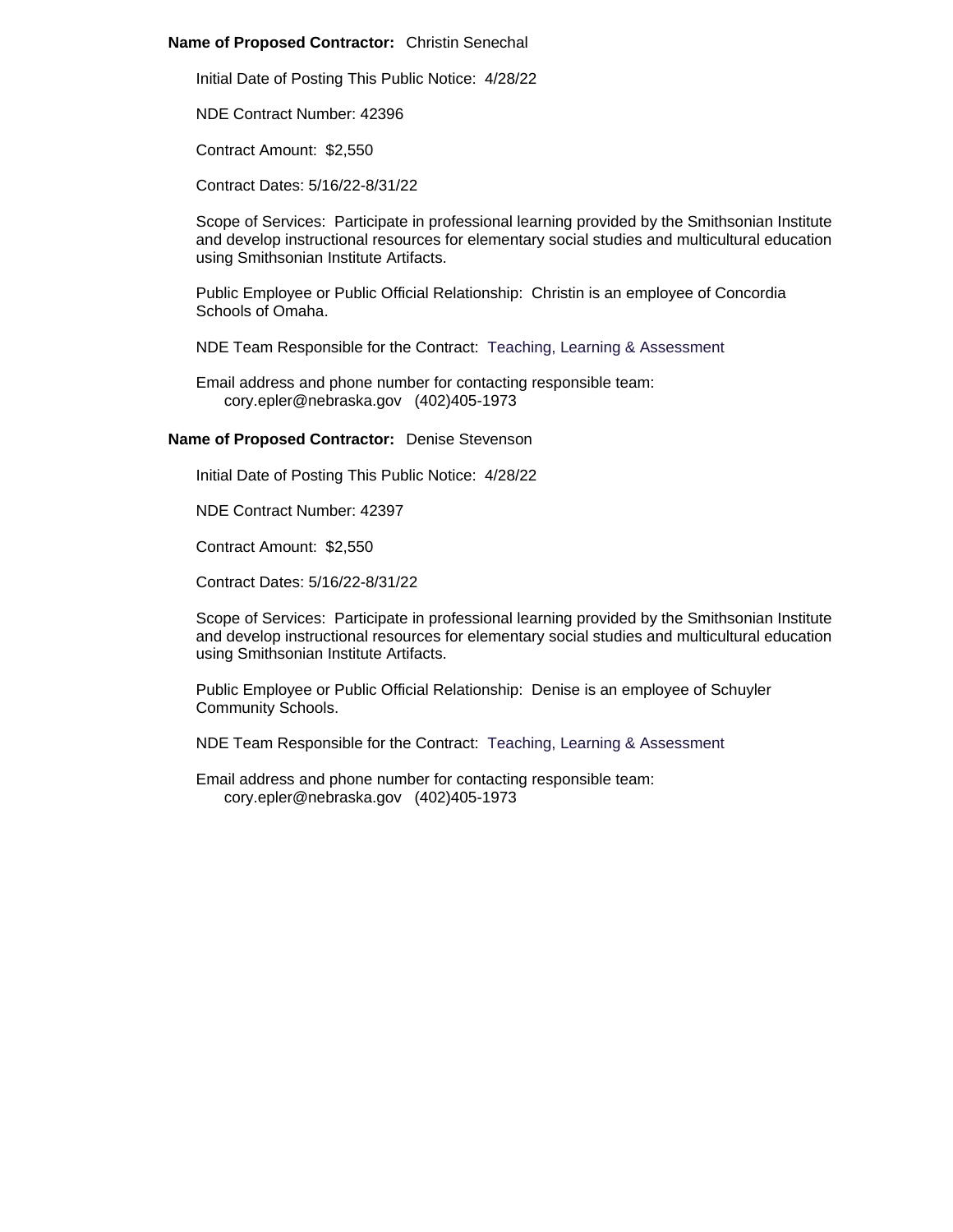**Name of Proposed Contractor:** Christin Senechal

Initial Date of Posting This Public Notice: 4/28/22

NDE Contract Number: 42396

Contract Amount: $2,550

Contract Dates: 5/16/22-8/31/22

Scope of Services: Participate in professional learning provided by the Smithsonian Institute and develop instructional resources for elementary social studies and multicultural education using Smithsonian Institute Artifacts.

Public Employee or Public Official Relationship: Christin is an employee of Concordia Schools of Omaha.

NDE Team Responsible for the Contract: Teaching, Learning & Assessment

Email address and phone number for contacting responsible team:
cory.epler@nebraska.gov (402)405-1973

**Name of Proposed Contractor:** Denise Stevenson

Initial Date of Posting This Public Notice: 4/28/22

NDE Contract Number: 42397

Contract Amount: $2,550

Contract Dates: 5/16/22-8/31/22

Scope of Services: Participate in professional learning provided by the Smithsonian Institute and develop instructional resources for elementary social studies and multicultural education using Smithsonian Institute Artifacts.

Public Employee or Public Official Relationship: Denise is an employee of Schuyler Community Schools.

NDE Team Responsible for the Contract: Teaching, Learning & Assessment

Email address and phone number for contacting responsible team:
cory.epler@nebraska.gov (402)405-1973